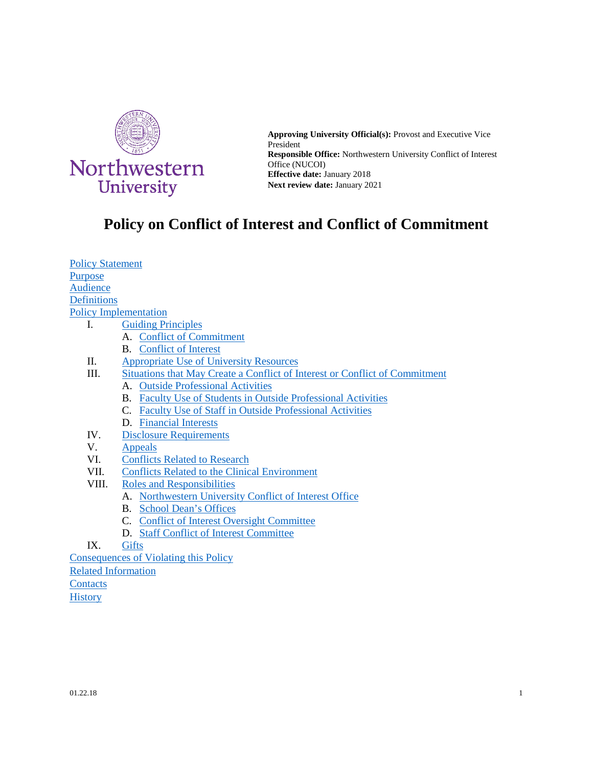Northwestern University

**Approving University Official(s):** Provost and Executive Vice President
**Responsible Office:** Northwestern University Conflict of Interest Office (NUCOI)
**Effective date:** January 2018
**Next review date:** January 2021

# Policy on Conflict of Interest and Conflict of Commitment

- Policy Statement
- Purpose
- Audience
- Definitions
- Policy Implementation
  - I. Guiding Principles
    - A. Conflict of Commitment
    - B. Conflict of Interest
  - II. Appropriate Use of University Resources
  - III. Situations that May Create a Conflict of Interest or Conflict of Commitment
    - A. Outside Professional Activities
    - B. Faculty Use of Students in Outside Professional Activities
    - C. Faculty Use of Staff in Outside Professional Activities
    - D. Financial Interests
  - IV. Disclosure Requirements
  - V. Appeals
  - VI. Conflicts Related to Research
  - VII. Conflicts Related to the Clinical Environment
  - VIII. Roles and Responsibilities
    - A. Northwestern University Conflict of Interest Office
    - B. School Dean's Offices
    - C. Conflict of Interest Oversight Committee
    - D. Staff Conflict of Interest Committee
  - IX. Gifts
- Consequences of Violating this Policy
- Related Information
- Contacts
- History

01.22.18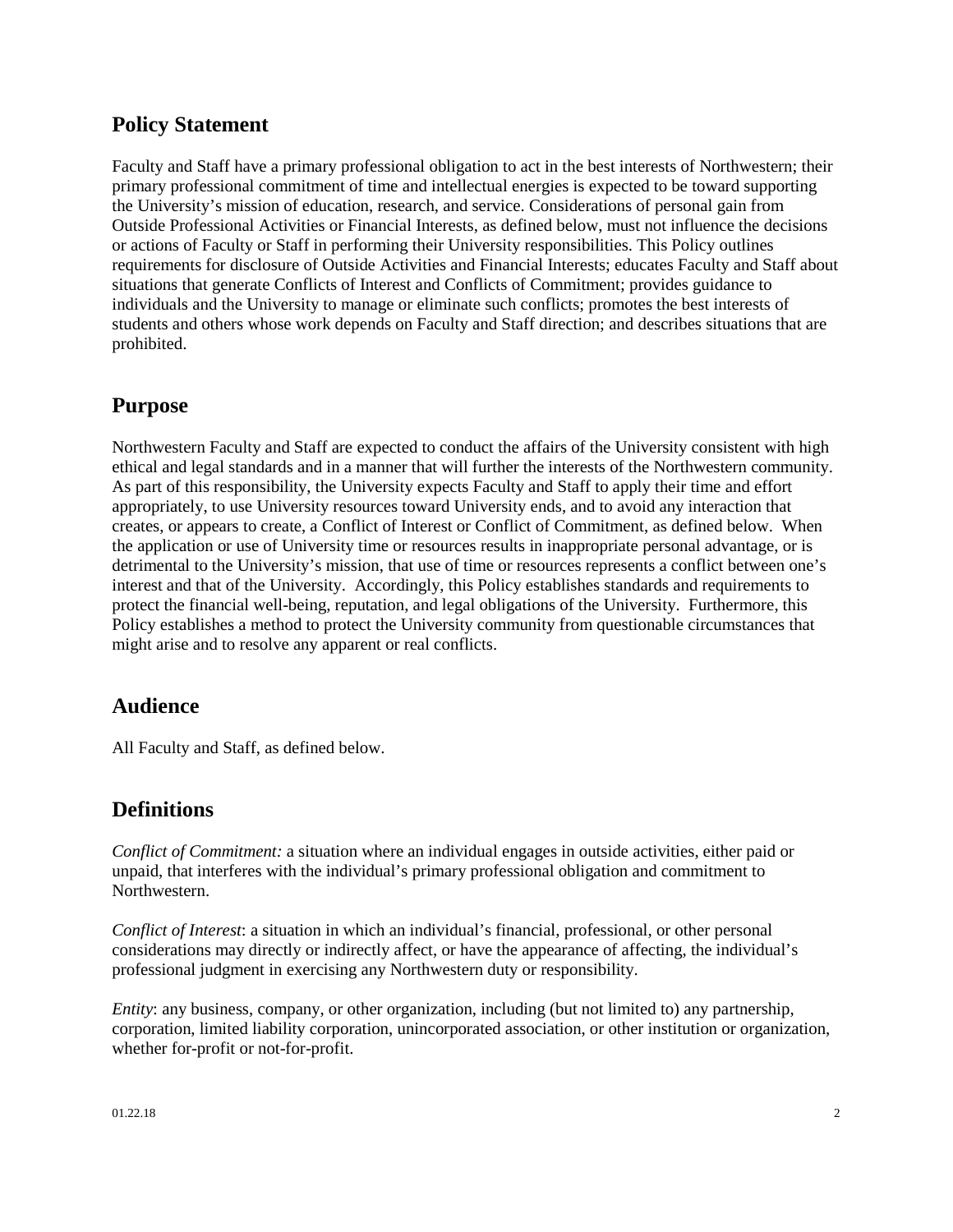## Policy Statement

Faculty and Staff have a primary professional obligation to act in the best interests of Northwestern; their primary professional commitment of time and intellectual energies is expected to be toward supporting the University's mission of education, research, and service. Considerations of personal gain from Outside Professional Activities or Financial Interests, as defined below, must not influence the decisions or actions of Faculty or Staff in performing their University responsibilities. This Policy outlines requirements for disclosure of Outside Activities and Financial Interests; educates Faculty and Staff about situations that generate Conflicts of Interest and Conflicts of Commitment; provides guidance to individuals and the University to manage or eliminate such conflicts; promotes the best interests of students and others whose work depends on Faculty and Staff direction; and describes situations that are prohibited.

## Purpose

Northwestern Faculty and Staff are expected to conduct the affairs of the University consistent with high ethical and legal standards and in a manner that will further the interests of the Northwestern community. As part of this responsibility, the University expects Faculty and Staff to apply their time and effort appropriately, to use University resources toward University ends, and to avoid any interaction that creates, or appears to create, a Conflict of Interest or Conflict of Commitment, as defined below. When the application or use of University time or resources results in inappropriate personal advantage, or is detrimental to the University's mission, that use of time or resources represents a conflict between one's interest and that of the University. Accordingly, this Policy establishes standards and requirements to protect the financial well-being, reputation, and legal obligations of the University. Furthermore, this Policy establishes a method to protect the University community from questionable circumstances that might arise and to resolve any apparent or real conflicts.

## Audience

All Faculty and Staff, as defined below.

## Definitions

*Conflict of Commitment:* a situation where an individual engages in outside activities, either paid or unpaid, that interferes with the individual's primary professional obligation and commitment to Northwestern.

*Conflict of Interest*: a situation in which an individual's financial, professional, or other personal considerations may directly or indirectly affect, or have the appearance of affecting, the individual's professional judgment in exercising any Northwestern duty or responsibility.

*Entity*: any business, company, or other organization, including (but not limited to) any partnership, corporation, limited liability corporation, unincorporated association, or other institution or organization, whether for-profit or not-for-profit.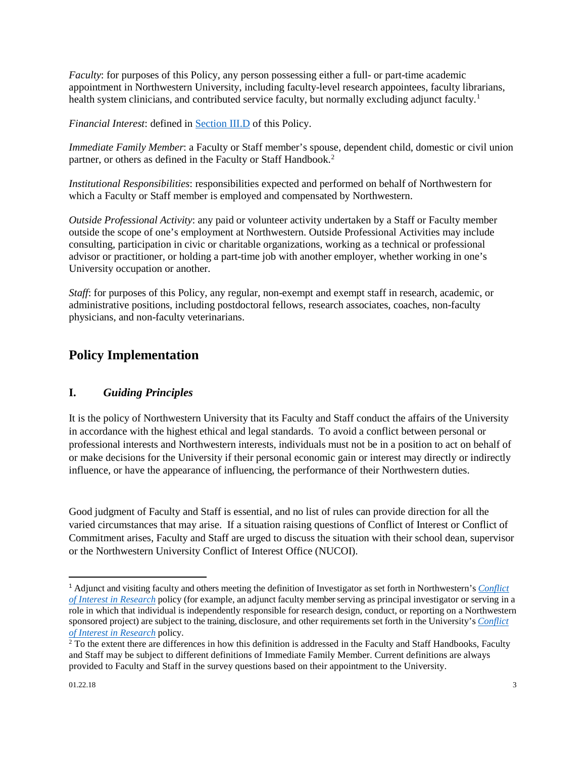*Faculty*: for purposes of this Policy, any person possessing either a full- or part-time academic appointment in Northwestern University, including faculty-level research appointees, faculty librarians, health system clinicians, and contributed service faculty, but normally excluding adjunct faculty.[1]

*Financial Interest*: defined in [Section III.D](#) of this Policy.

*Immediate Family Member*: a Faculty or Staff member's spouse, dependent child, domestic or civil union partner, or others as defined in the Faculty or Staff Handbook.[2]

*Institutional Responsibilities*: responsibilities expected and performed on behalf of Northwestern for which a Faculty or Staff member is employed and compensated by Northwestern.

*Outside Professional Activity*: any paid or volunteer activity undertaken by a Staff or Faculty member outside the scope of one's employment at Northwestern. Outside Professional Activities may include consulting, participation in civic or charitable organizations, working as a technical or professional advisor or practitioner, or holding a part-time job with another employer, whether working in one's University occupation or another.

*Staff*: for purposes of this Policy, any regular, non-exempt and exempt staff in research, academic, or administrative positions, including postdoctoral fellows, research associates, coaches, non-faculty physicians, and non-faculty veterinarians.

## Policy Implementation

### I. *Guiding Principles*

It is the policy of Northwestern University that its Faculty and Staff conduct the affairs of the University in accordance with the highest ethical and legal standards. To avoid a conflict between personal or professional interests and Northwestern interests, individuals must not be in a position to act on behalf of or make decisions for the University if their personal economic gain or interest may directly or indirectly influence, or have the appearance of influencing, the performance of their Northwestern duties.

Good judgment of Faculty and Staff is essential, and no list of rules can provide direction for all the varied circumstances that may arise. If a situation raising questions of Conflict of Interest or Conflict of Commitment arises, Faculty and Staff are urged to discuss the situation with their school dean, supervisor or the Northwestern University Conflict of Interest Office (NUCOI).

---

[1] Adjunct and visiting faculty and others meeting the definition of Investigator as set forth in Northwestern's *Conflict of Interest in Research* policy (for example, an adjunct faculty member serving as principal investigator or serving in a role in which that individual is independently responsible for research design, conduct, or reporting on a Northwestern sponsored project) are subject to the training, disclosure, and other requirements set forth in the University's *Conflict of Interest in Research* policy.

[2] To the extent there are differences in how this definition is addressed in the Faculty and Staff Handbooks, Faculty and Staff may be subject to different definitions of Immediate Family Member. Current definitions are always provided to Faculty and Staff in the survey questions based on their appointment to the University.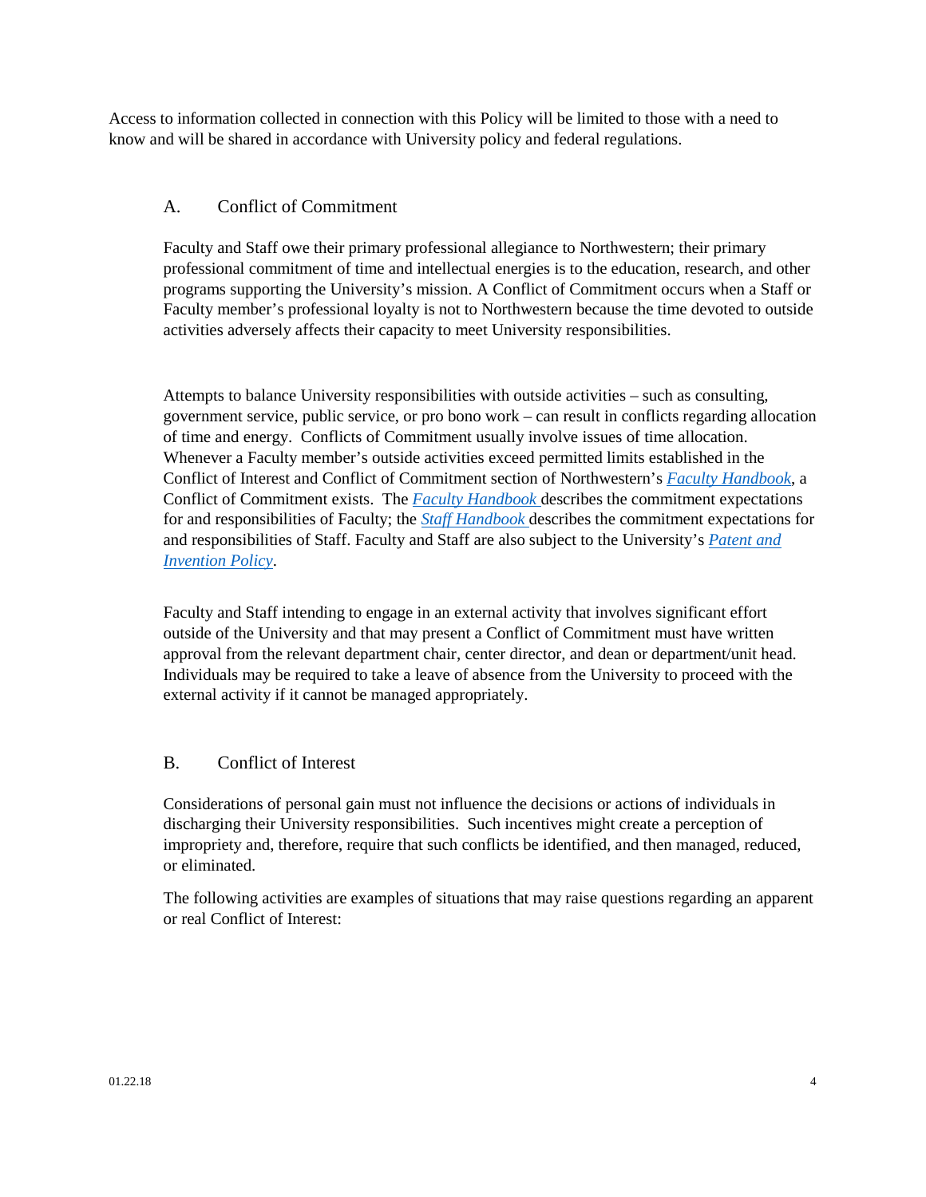Access to information collected in connection with this Policy will be limited to those with a need to know and will be shared in accordance with University policy and federal regulations.

### A. Conflict of Commitment

Faculty and Staff owe their primary professional allegiance to Northwestern; their primary professional commitment of time and intellectual energies is to the education, research, and other programs supporting the University's mission. A Conflict of Commitment occurs when a Staff or Faculty member's professional loyalty is not to Northwestern because the time devoted to outside activities adversely affects their capacity to meet University responsibilities.

Attempts to balance University responsibilities with outside activities – such as consulting, government service, public service, or pro bono work – can result in conflicts regarding allocation of time and energy. Conflicts of Commitment usually involve issues of time allocation. Whenever a Faculty member's outside activities exceed permitted limits established in the Conflict of Interest and Conflict of Commitment section of Northwestern's *Faculty Handbook*, a Conflict of Commitment exists. The *Faculty Handbook* describes the commitment expectations for and responsibilities of Faculty; the *Staff Handbook* describes the commitment expectations for and responsibilities of Staff. Faculty and Staff are also subject to the University's *Patent and Invention Policy*.

Faculty and Staff intending to engage in an external activity that involves significant effort outside of the University and that may present a Conflict of Commitment must have written approval from the relevant department chair, center director, and dean or department/unit head. Individuals may be required to take a leave of absence from the University to proceed with the external activity if it cannot be managed appropriately.

### B. Conflict of Interest

Considerations of personal gain must not influence the decisions or actions of individuals in discharging their University responsibilities. Such incentives might create a perception of impropriety and, therefore, require that such conflicts be identified, and then managed, reduced, or eliminated.

The following activities are examples of situations that may raise questions regarding an apparent or real Conflict of Interest: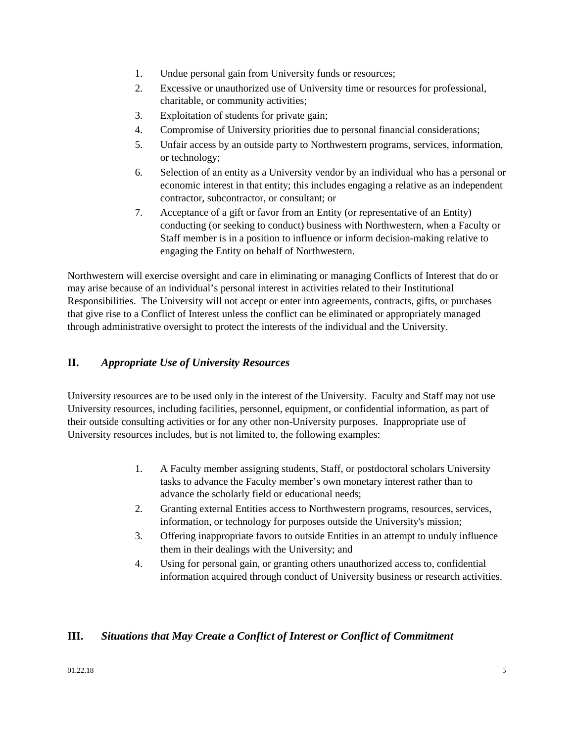1. Undue personal gain from University funds or resources;
2. Excessive or unauthorized use of University time or resources for professional, charitable, or community activities;
3. Exploitation of students for private gain;
4. Compromise of University priorities due to personal financial considerations;
5. Unfair access by an outside party to Northwestern programs, services, information, or technology;
6. Selection of an entity as a University vendor by an individual who has a personal or economic interest in that entity; this includes engaging a relative as an independent contractor, subcontractor, or consultant; or
7. Acceptance of a gift or favor from an Entity (or representative of an Entity) conducting (or seeking to conduct) business with Northwestern, when a Faculty or Staff member is in a position to influence or inform decision-making relative to engaging the Entity on behalf of Northwestern.

Northwestern will exercise oversight and care in eliminating or managing Conflicts of Interest that do or may arise because of an individual's personal interest in activities related to their Institutional Responsibilities. The University will not accept or enter into agreements, contracts, gifts, or purchases that give rise to a Conflict of Interest unless the conflict can be eliminated or appropriately managed through administrative oversight to protect the interests of the individual and the University.

## II. *Appropriate Use of University Resources*

University resources are to be used only in the interest of the University. Faculty and Staff may not use University resources, including facilities, personnel, equipment, or confidential information, as part of their outside consulting activities or for any other non-University purposes. Inappropriate use of University resources includes, but is not limited to, the following examples:

1. A Faculty member assigning students, Staff, or postdoctoral scholars University tasks to advance the Faculty member's own monetary interest rather than to advance the scholarly field or educational needs;
2. Granting external Entities access to Northwestern programs, resources, services, information, or technology for purposes outside the University's mission;
3. Offering inappropriate favors to outside Entities in an attempt to unduly influence them in their dealings with the University; and
4. Using for personal gain, or granting others unauthorized access to, confidential information acquired through conduct of University business or research activities.

## III. *Situations that May Create a Conflict of Interest or Conflict of Commitment*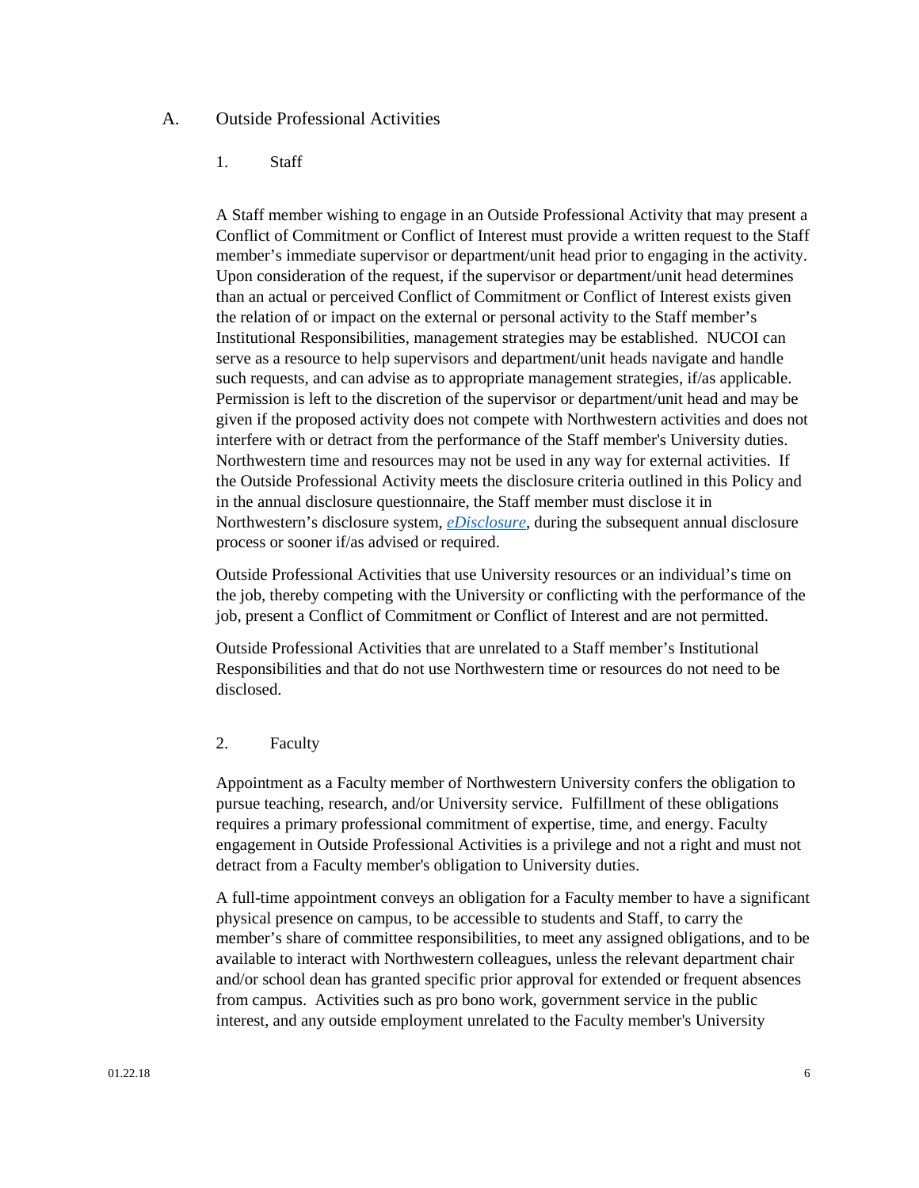## A. Outside Professional Activities

### 1. Staff

A Staff member wishing to engage in an Outside Professional Activity that may present a Conflict of Commitment or Conflict of Interest must provide a written request to the Staff member's immediate supervisor or department/unit head prior to engaging in the activity. Upon consideration of the request, if the supervisor or department/unit head determines than an actual or perceived Conflict of Commitment or Conflict of Interest exists given the relation of or impact on the external or personal activity to the Staff member's Institutional Responsibilities, management strategies may be established. NUCOI can serve as a resource to help supervisors and department/unit heads navigate and handle such requests, and can advise as to appropriate management strategies, if/as applicable. Permission is left to the discretion of the supervisor or department/unit head and may be given if the proposed activity does not compete with Northwestern activities and does not interfere with or detract from the performance of the Staff member's University duties. Northwestern time and resources may not be used in any way for external activities. If the Outside Professional Activity meets the disclosure criteria outlined in this Policy and in the annual disclosure questionnaire, the Staff member must disclose it in Northwestern's disclosure system, *eDisclosure*, during the subsequent annual disclosure process or sooner if/as advised or required.

Outside Professional Activities that use University resources or an individual's time on the job, thereby competing with the University or conflicting with the performance of the job, present a Conflict of Commitment or Conflict of Interest and are not permitted.

Outside Professional Activities that are unrelated to a Staff member's Institutional Responsibilities and that do not use Northwestern time or resources do not need to be disclosed.

### 2. Faculty

Appointment as a Faculty member of Northwestern University confers the obligation to pursue teaching, research, and/or University service. Fulfillment of these obligations requires a primary professional commitment of expertise, time, and energy. Faculty engagement in Outside Professional Activities is a privilege and not a right and must not detract from a Faculty member's obligation to University duties.

A full-time appointment conveys an obligation for a Faculty member to have a significant physical presence on campus, to be accessible to students and Staff, to carry the member's share of committee responsibilities, to meet any assigned obligations, and to be available to interact with Northwestern colleagues, unless the relevant department chair and/or school dean has granted specific prior approval for extended or frequent absences from campus. Activities such as pro bono work, government service in the public interest, and any outside employment unrelated to the Faculty member's University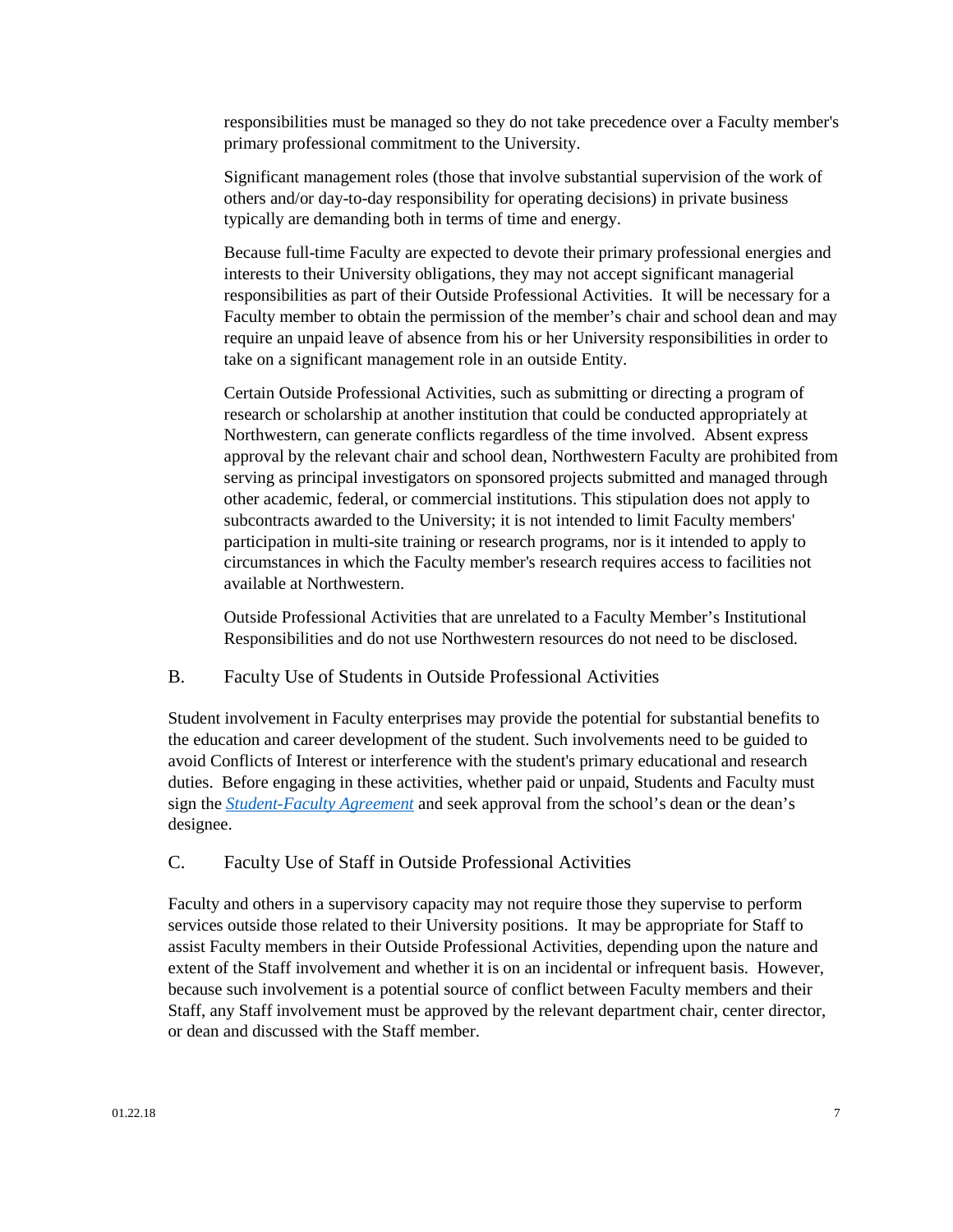responsibilities must be managed so they do not take precedence over a Faculty member's primary professional commitment to the University.

Significant management roles (those that involve substantial supervision of the work of others and/or day-to-day responsibility for operating decisions) in private business typically are demanding both in terms of time and energy.

Because full-time Faculty are expected to devote their primary professional energies and interests to their University obligations, they may not accept significant managerial responsibilities as part of their Outside Professional Activities. It will be necessary for a Faculty member to obtain the permission of the member's chair and school dean and may require an unpaid leave of absence from his or her University responsibilities in order to take on a significant management role in an outside Entity.

Certain Outside Professional Activities, such as submitting or directing a program of research or scholarship at another institution that could be conducted appropriately at Northwestern, can generate conflicts regardless of the time involved. Absent express approval by the relevant chair and school dean, Northwestern Faculty are prohibited from serving as principal investigators on sponsored projects submitted and managed through other academic, federal, or commercial institutions. This stipulation does not apply to subcontracts awarded to the University; it is not intended to limit Faculty members' participation in multi-site training or research programs, nor is it intended to apply to circumstances in which the Faculty member's research requires access to facilities not available at Northwestern.

Outside Professional Activities that are unrelated to a Faculty Member's Institutional Responsibilities and do not use Northwestern resources do not need to be disclosed.

### B. Faculty Use of Students in Outside Professional Activities

Student involvement in Faculty enterprises may provide the potential for substantial benefits to the education and career development of the student. Such involvements need to be guided to avoid Conflicts of Interest or interference with the student's primary educational and research duties. Before engaging in these activities, whether paid or unpaid, Students and Faculty must sign the *Student-Faculty Agreement* and seek approval from the school's dean or the dean's designee.

### C. Faculty Use of Staff in Outside Professional Activities

Faculty and others in a supervisory capacity may not require those they supervise to perform services outside those related to their University positions. It may be appropriate for Staff to assist Faculty members in their Outside Professional Activities, depending upon the nature and extent of the Staff involvement and whether it is on an incidental or infrequent basis. However, because such involvement is a potential source of conflict between Faculty members and their Staff, any Staff involvement must be approved by the relevant department chair, center director, or dean and discussed with the Staff member.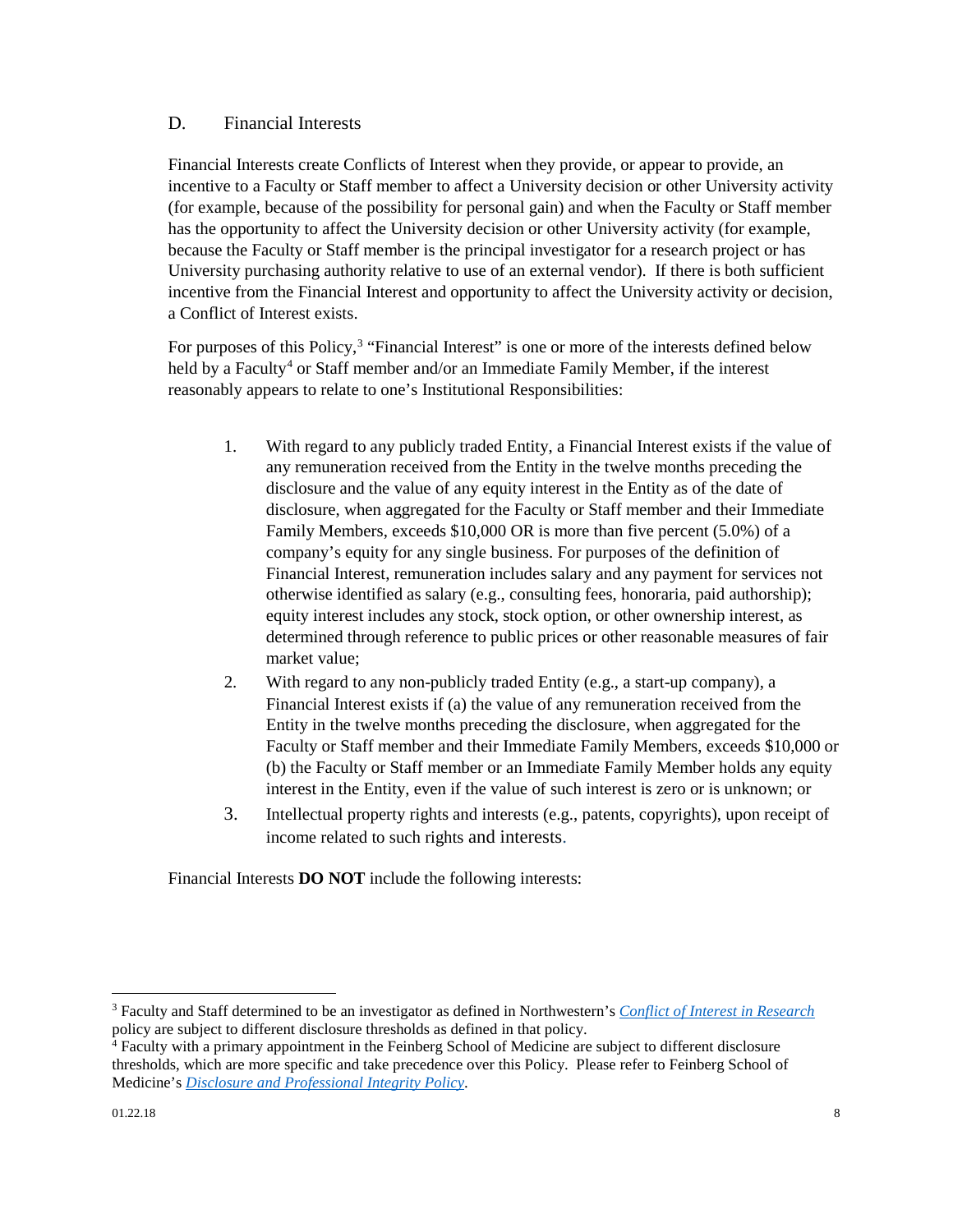### D. Financial Interests

Financial Interests create Conflicts of Interest when they provide, or appear to provide, an incentive to a Faculty or Staff member to affect a University decision or other University activity (for example, because of the possibility for personal gain) and when the Faculty or Staff member has the opportunity to affect the University decision or other University activity (for example, because the Faculty or Staff member is the principal investigator for a research project or has University purchasing authority relative to use of an external vendor). If there is both sufficient incentive from the Financial Interest and opportunity to affect the University activity or decision, a Conflict of Interest exists.

For purposes of this Policy,[3] "Financial Interest" is one or more of the interests defined below held by a Faculty[4] or Staff member and/or an Immediate Family Member, if the interest reasonably appears to relate to one's Institutional Responsibilities:

1. With regard to any publicly traded Entity, a Financial Interest exists if the value of any remuneration received from the Entity in the twelve months preceding the disclosure and the value of any equity interest in the Entity as of the date of disclosure, when aggregated for the Faculty or Staff member and their Immediate Family Members, exceeds $10,000 OR is more than five percent (5.0%) of a company's equity for any single business. For purposes of the definition of Financial Interest, remuneration includes salary and any payment for services not otherwise identified as salary (e.g., consulting fees, honoraria, paid authorship); equity interest includes any stock, stock option, or other ownership interest, as determined through reference to public prices or other reasonable measures of fair market value;
2. With regard to any non-publicly traded Entity (e.g., a start-up company), a Financial Interest exists if (a) the value of any remuneration received from the Entity in the twelve months preceding the disclosure, when aggregated for the Faculty or Staff member and their Immediate Family Members, exceeds $10,000 or (b) the Faculty or Staff member or an Immediate Family Member holds any equity interest in the Entity, even if the value of such interest is zero or is unknown; or
3. Intellectual property rights and interests (e.g., patents, copyrights), upon receipt of income related to such rights and interests.

Financial Interests **DO NOT** include the following interests:

---

[3] Faculty and Staff determined to be an investigator as defined in Northwestern's *Conflict of Interest in Research* policy are subject to different disclosure thresholds as defined in that policy.

[4] Faculty with a primary appointment in the Feinberg School of Medicine are subject to different disclosure thresholds, which are more specific and take precedence over this Policy. Please refer to Feinberg School of Medicine's *Disclosure and Professional Integrity Policy*.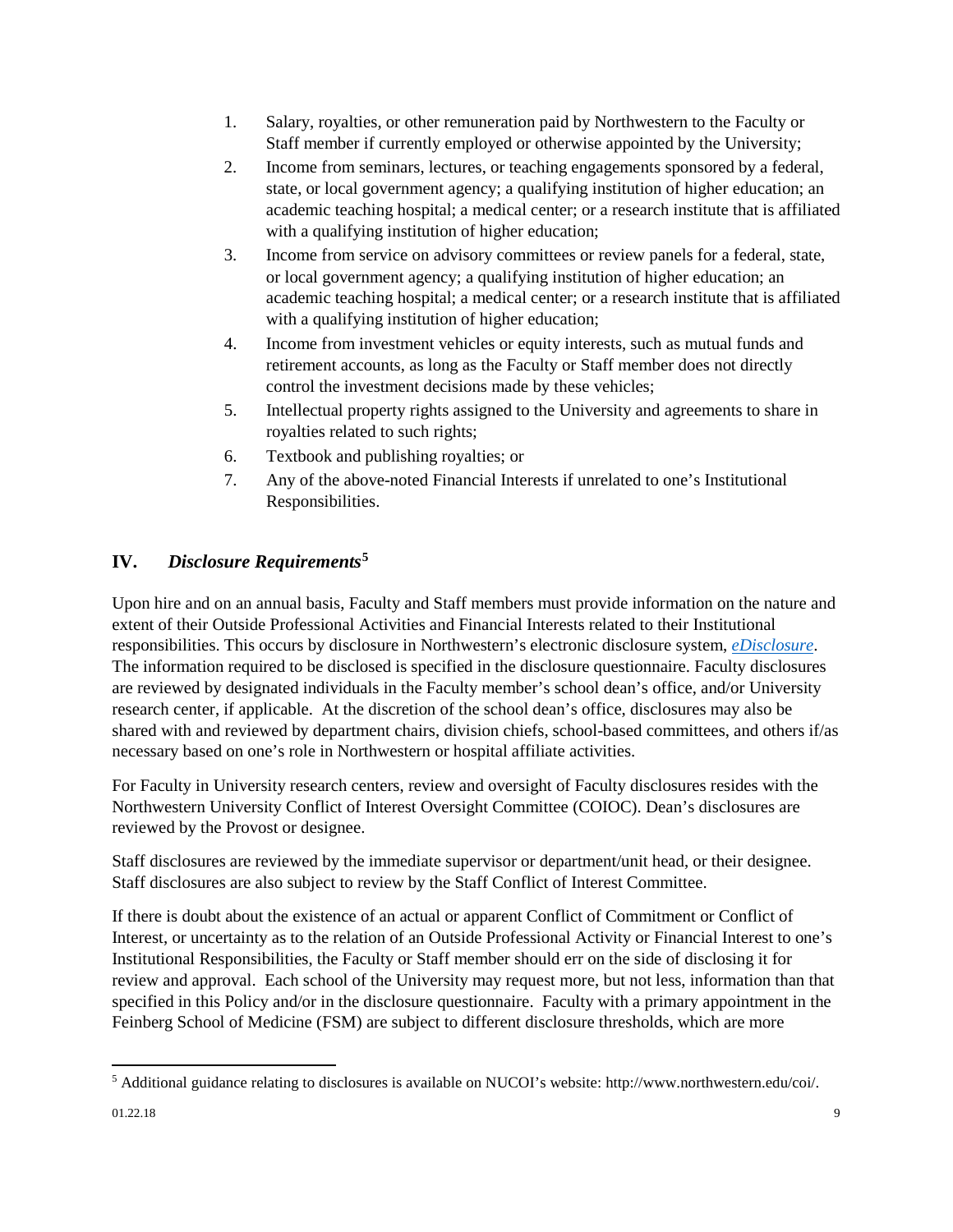1. Salary, royalties, or other remuneration paid by Northwestern to the Faculty or Staff member if currently employed or otherwise appointed by the University;
2. Income from seminars, lectures, or teaching engagements sponsored by a federal, state, or local government agency; a qualifying institution of higher education; an academic teaching hospital; a medical center; or a research institute that is affiliated with a qualifying institution of higher education;
3. Income from service on advisory committees or review panels for a federal, state, or local government agency; a qualifying institution of higher education; an academic teaching hospital; a medical center; or a research institute that is affiliated with a qualifying institution of higher education;
4. Income from investment vehicles or equity interests, such as mutual funds and retirement accounts, as long as the Faculty or Staff member does not directly control the investment decisions made by these vehicles;
5. Intellectual property rights assigned to the University and agreements to share in royalties related to such rights;
6. Textbook and publishing royalties; or
7. Any of the above-noted Financial Interests if unrelated to one's Institutional Responsibilities.

## IV. *Disclosure Requirements*[5]

Upon hire and on an annual basis, Faculty and Staff members must provide information on the nature and extent of their Outside Professional Activities and Financial Interests related to their Institutional responsibilities. This occurs by disclosure in Northwestern's electronic disclosure system, *eDisclosure*. The information required to be disclosed is specified in the disclosure questionnaire. Faculty disclosures are reviewed by designated individuals in the Faculty member's school dean's office, and/or University research center, if applicable. At the discretion of the school dean's office, disclosures may also be shared with and reviewed by department chairs, division chiefs, school-based committees, and others if/as necessary based on one's role in Northwestern or hospital affiliate activities.

For Faculty in University research centers, review and oversight of Faculty disclosures resides with the Northwestern University Conflict of Interest Oversight Committee (COIOC). Dean's disclosures are reviewed by the Provost or designee.

Staff disclosures are reviewed by the immediate supervisor or department/unit head, or their designee. Staff disclosures are also subject to review by the Staff Conflict of Interest Committee.

If there is doubt about the existence of an actual or apparent Conflict of Commitment or Conflict of Interest, or uncertainty as to the relation of an Outside Professional Activity or Financial Interest to one's Institutional Responsibilities, the Faculty or Staff member should err on the side of disclosing it for review and approval. Each school of the University may request more, but not less, information than that specified in this Policy and/or in the disclosure questionnaire. Faculty with a primary appointment in the Feinberg School of Medicine (FSM) are subject to different disclosure thresholds, which are more

[5] Additional guidance relating to disclosures is available on NUCOI's website: http://www.northwestern.edu/coi/.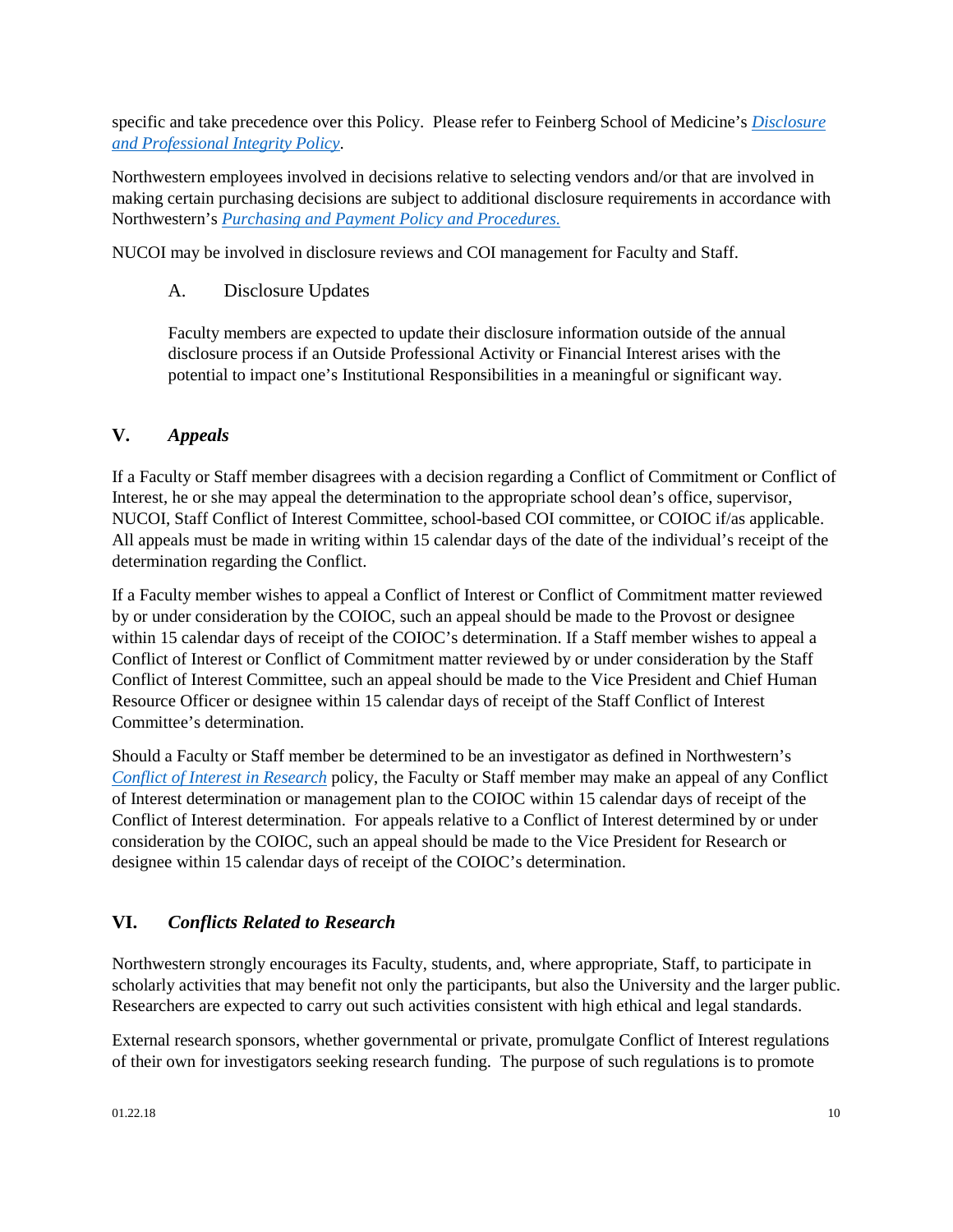specific and take precedence over this Policy. Please refer to Feinberg School of Medicine's *[Disclosure and Professional Integrity Policy](#)*.

Northwestern employees involved in decisions relative to selecting vendors and/or that are involved in making certain purchasing decisions are subject to additional disclosure requirements in accordance with Northwestern's *[Purchasing and Payment Policy and Procedures.](#)*

NUCOI may be involved in disclosure reviews and COI management for Faculty and Staff.

### A. Disclosure Updates

Faculty members are expected to update their disclosure information outside of the annual disclosure process if an Outside Professional Activity or Financial Interest arises with the potential to impact one's Institutional Responsibilities in a meaningful or significant way.

## V. *Appeals*

If a Faculty or Staff member disagrees with a decision regarding a Conflict of Commitment or Conflict of Interest, he or she may appeal the determination to the appropriate school dean's office, supervisor, NUCOI, Staff Conflict of Interest Committee, school-based COI committee, or COIOC if/as applicable. All appeals must be made in writing within 15 calendar days of the date of the individual's receipt of the determination regarding the Conflict.

If a Faculty member wishes to appeal a Conflict of Interest or Conflict of Commitment matter reviewed by or under consideration by the COIOC, such an appeal should be made to the Provost or designee within 15 calendar days of receipt of the COIOC's determination. If a Staff member wishes to appeal a Conflict of Interest or Conflict of Commitment matter reviewed by or under consideration by the Staff Conflict of Interest Committee, such an appeal should be made to the Vice President and Chief Human Resource Officer or designee within 15 calendar days of receipt of the Staff Conflict of Interest Committee's determination.

Should a Faculty or Staff member be determined to be an investigator as defined in Northwestern's *[Conflict of Interest in Research](#)* policy, the Faculty or Staff member may make an appeal of any Conflict of Interest determination or management plan to the COIOC within 15 calendar days of receipt of the Conflict of Interest determination. For appeals relative to a Conflict of Interest determined by or under consideration by the COIOC, such an appeal should be made to the Vice President for Research or designee within 15 calendar days of receipt of the COIOC's determination.

## VI. *Conflicts Related to Research*

Northwestern strongly encourages its Faculty, students, and, where appropriate, Staff, to participate in scholarly activities that may benefit not only the participants, but also the University and the larger public. Researchers are expected to carry out such activities consistent with high ethical and legal standards.

External research sponsors, whether governmental or private, promulgate Conflict of Interest regulations of their own for investigators seeking research funding. The purpose of such regulations is to promote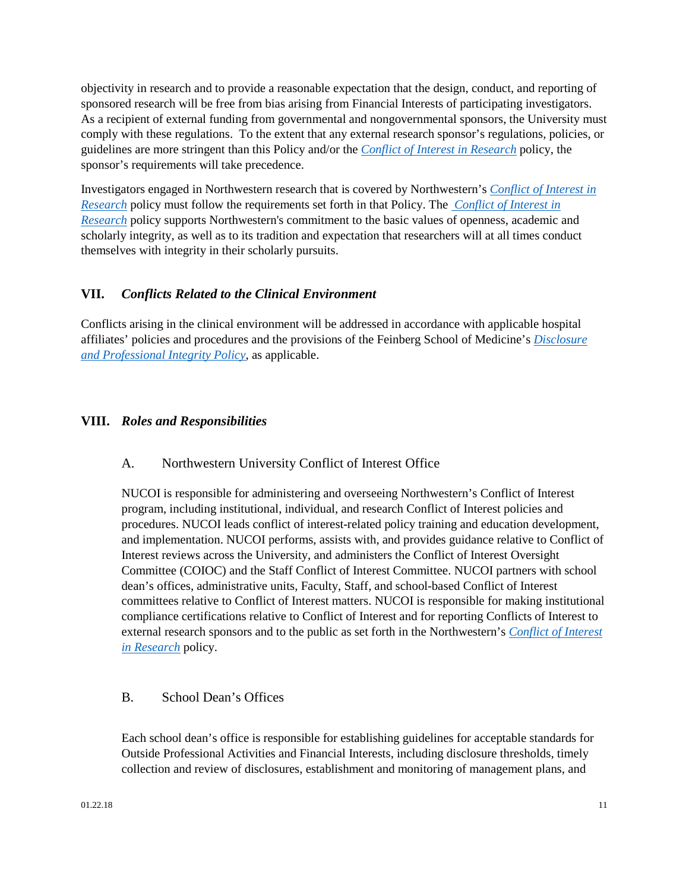objectivity in research and to provide a reasonable expectation that the design, conduct, and reporting of sponsored research will be free from bias arising from Financial Interests of participating investigators. As a recipient of external funding from governmental and nongovernmental sponsors, the University must comply with these regulations. To the extent that any external research sponsor's regulations, policies, or guidelines are more stringent than this Policy and/or the *Conflict of Interest in Research* policy, the sponsor's requirements will take precedence.

Investigators engaged in Northwestern research that is covered by Northwestern's *Conflict of Interest in Research* policy must follow the requirements set forth in that Policy. The *Conflict of Interest in Research* policy supports Northwestern's commitment to the basic values of openness, academic and scholarly integrity, as well as to its tradition and expectation that researchers will at all times conduct themselves with integrity in their scholarly pursuits.

## VII. *Conflicts Related to the Clinical Environment*

Conflicts arising in the clinical environment will be addressed in accordance with applicable hospital affiliates' policies and procedures and the provisions of the Feinberg School of Medicine's *Disclosure and Professional Integrity Policy*, as applicable.

## VIII. *Roles and Responsibilities*

### A. Northwestern University Conflict of Interest Office

NUCOI is responsible for administering and overseeing Northwestern's Conflict of Interest program, including institutional, individual, and research Conflict of Interest policies and procedures. NUCOI leads conflict of interest-related policy training and education development, and implementation. NUCOI performs, assists with, and provides guidance relative to Conflict of Interest reviews across the University, and administers the Conflict of Interest Oversight Committee (COIOC) and the Staff Conflict of Interest Committee. NUCOI partners with school dean's offices, administrative units, Faculty, Staff, and school-based Conflict of Interest committees relative to Conflict of Interest matters. NUCOI is responsible for making institutional compliance certifications relative to Conflict of Interest and for reporting Conflicts of Interest to external research sponsors and to the public as set forth in the Northwestern's *Conflict of Interest in Research* policy.

### B. School Dean's Offices

Each school dean's office is responsible for establishing guidelines for acceptable standards for Outside Professional Activities and Financial Interests, including disclosure thresholds, timely collection and review of disclosures, establishment and monitoring of management plans, and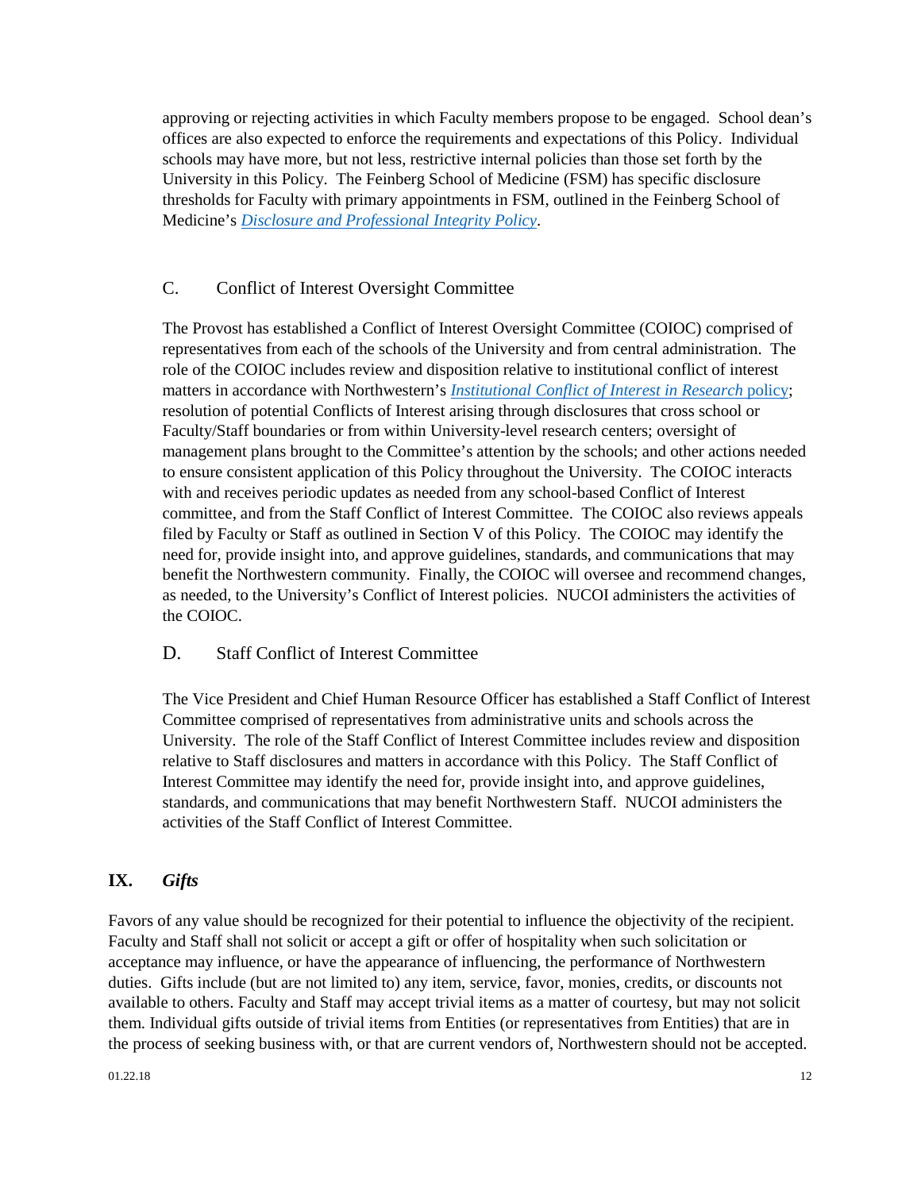approving or rejecting activities in which Faculty members propose to be engaged. School dean's offices are also expected to enforce the requirements and expectations of this Policy. Individual schools may have more, but not less, restrictive internal policies than those set forth by the University in this Policy. The Feinberg School of Medicine (FSM) has specific disclosure thresholds for Faculty with primary appointments in FSM, outlined in the Feinberg School of Medicine's *Disclosure and Professional Integrity Policy*.

### C. Conflict of Interest Oversight Committee

The Provost has established a Conflict of Interest Oversight Committee (COIOC) comprised of representatives from each of the schools of the University and from central administration. The role of the COIOC includes review and disposition relative to institutional conflict of interest matters in accordance with Northwestern's *Institutional Conflict of Interest in Research* policy; resolution of potential Conflicts of Interest arising through disclosures that cross school or Faculty/Staff boundaries or from within University-level research centers; oversight of management plans brought to the Committee's attention by the schools; and other actions needed to ensure consistent application of this Policy throughout the University. The COIOC interacts with and receives periodic updates as needed from any school-based Conflict of Interest committee, and from the Staff Conflict of Interest Committee. The COIOC also reviews appeals filed by Faculty or Staff as outlined in Section V of this Policy. The COIOC may identify the need for, provide insight into, and approve guidelines, standards, and communications that may benefit the Northwestern community. Finally, the COIOC will oversee and recommend changes, as needed, to the University's Conflict of Interest policies. NUCOI administers the activities of the COIOC.

### D. Staff Conflict of Interest Committee

The Vice President and Chief Human Resource Officer has established a Staff Conflict of Interest Committee comprised of representatives from administrative units and schools across the University. The role of the Staff Conflict of Interest Committee includes review and disposition relative to Staff disclosures and matters in accordance with this Policy. The Staff Conflict of Interest Committee may identify the need for, provide insight into, and approve guidelines, standards, and communications that may benefit Northwestern Staff. NUCOI administers the activities of the Staff Conflict of Interest Committee.

## IX. *Gifts*

Favors of any value should be recognized for their potential to influence the objectivity of the recipient. Faculty and Staff shall not solicit or accept a gift or offer of hospitality when such solicitation or acceptance may influence, or have the appearance of influencing, the performance of Northwestern duties. Gifts include (but are not limited to) any item, service, favor, monies, credits, or discounts not available to others. Faculty and Staff may accept trivial items as a matter of courtesy, but may not solicit them. Individual gifts outside of trivial items from Entities (or representatives from Entities) that are in the process of seeking business with, or that are current vendors of, Northwestern should not be accepted.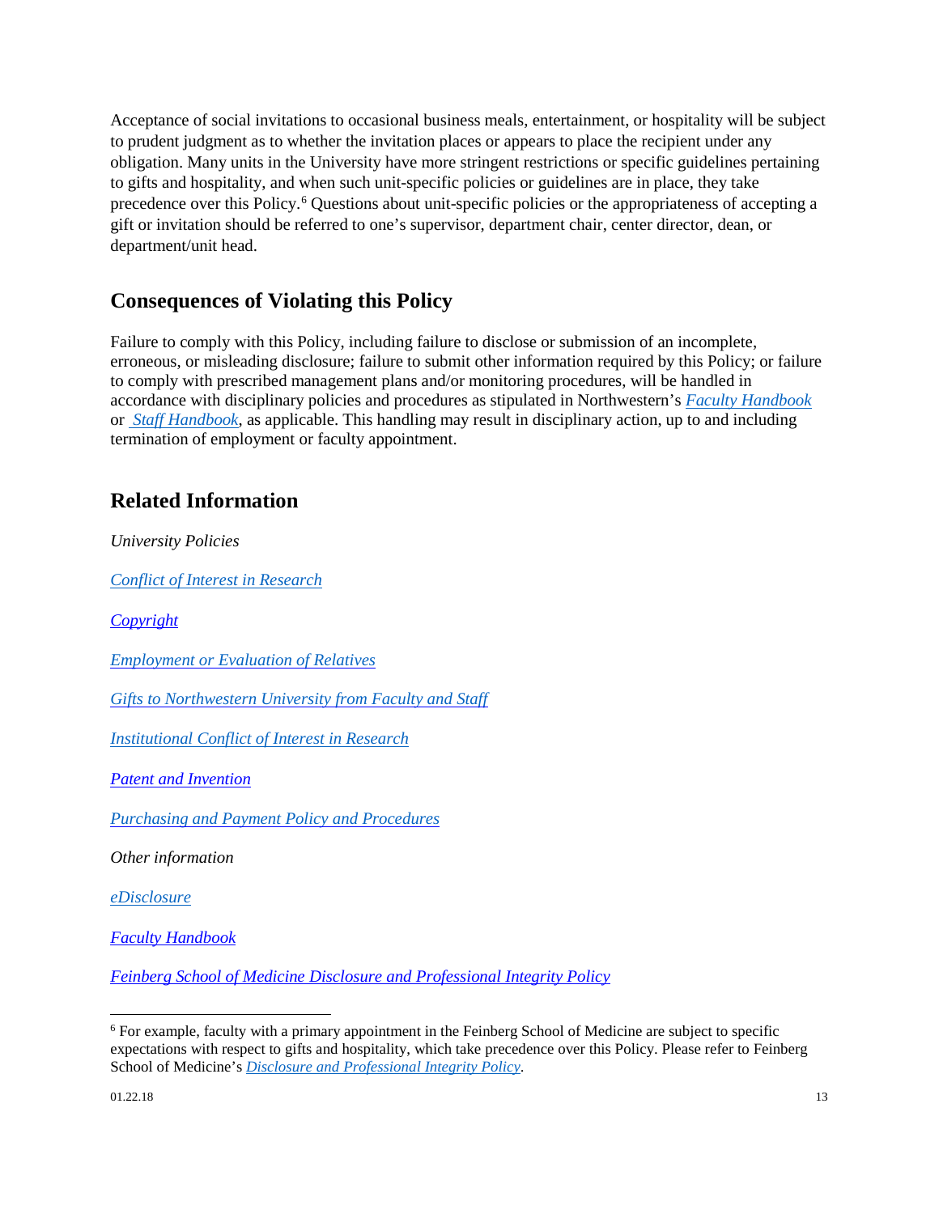Acceptance of social invitations to occasional business meals, entertainment, or hospitality will be subject to prudent judgment as to whether the invitation places or appears to place the recipient under any obligation. Many units in the University have more stringent restrictions or specific guidelines pertaining to gifts and hospitality, and when such unit-specific policies or guidelines are in place, they take precedence over this Policy.[6] Questions about unit-specific policies or the appropriateness of accepting a gift or invitation should be referred to one's supervisor, department chair, center director, dean, or department/unit head.

## Consequences of Violating this Policy

Failure to comply with this Policy, including failure to disclose or submission of an incomplete, erroneous, or misleading disclosure; failure to submit other information required by this Policy; or failure to comply with prescribed management plans and/or monitoring procedures, will be handled in accordance with disciplinary policies and procedures as stipulated in Northwestern's *Faculty Handbook* or *Staff Handbook*, as applicable. This handling may result in disciplinary action, up to and including termination of employment or faculty appointment.

## Related Information

*University Policies*

*Conflict of Interest in Research*

*Copyright*

*Employment or Evaluation of Relatives*

*Gifts to Northwestern University from Faculty and Staff*

*Institutional Conflict of Interest in Research*

*Patent and Invention*

*Purchasing and Payment Policy and Procedures*

*Other information*

*eDisclosure*

*Faculty Handbook*

*Feinberg School of Medicine Disclosure and Professional Integrity Policy*

---

[6] For example, faculty with a primary appointment in the Feinberg School of Medicine are subject to specific expectations with respect to gifts and hospitality, which take precedence over this Policy. Please refer to Feinberg School of Medicine's *Disclosure and Professional Integrity Policy*.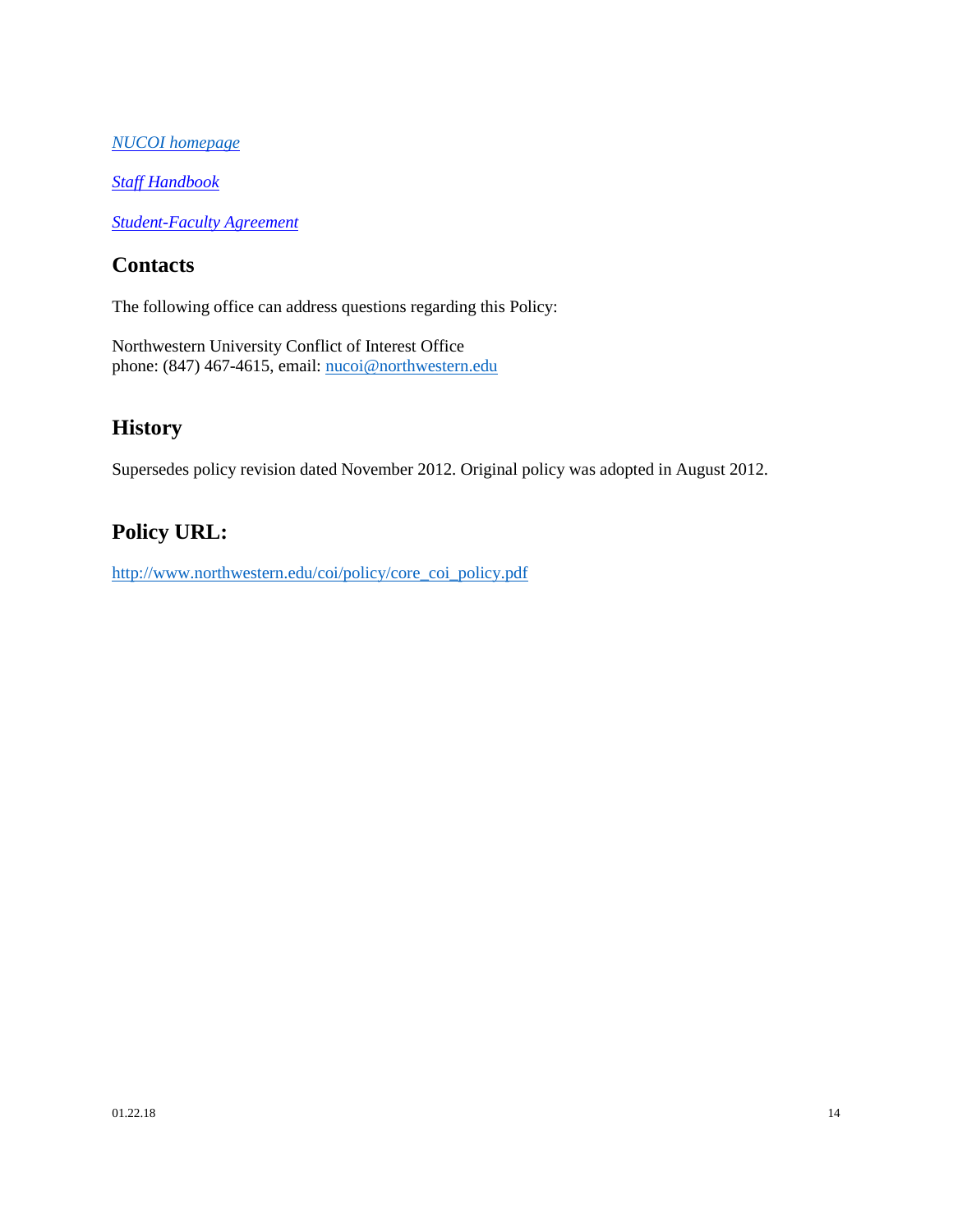*NUCOI homepage*

*Staff Handbook*

*Student-Faculty Agreement*

## Contacts

The following office can address questions regarding this Policy:

Northwestern University Conflict of Interest Office
phone: (847) 467-4615, email: nucoi@northwestern.edu

## History

Supersedes policy revision dated November 2012. Original policy was adopted in August 2012.

## Policy URL:

http://www.northwestern.edu/coi/policy/core_coi_policy.pdf